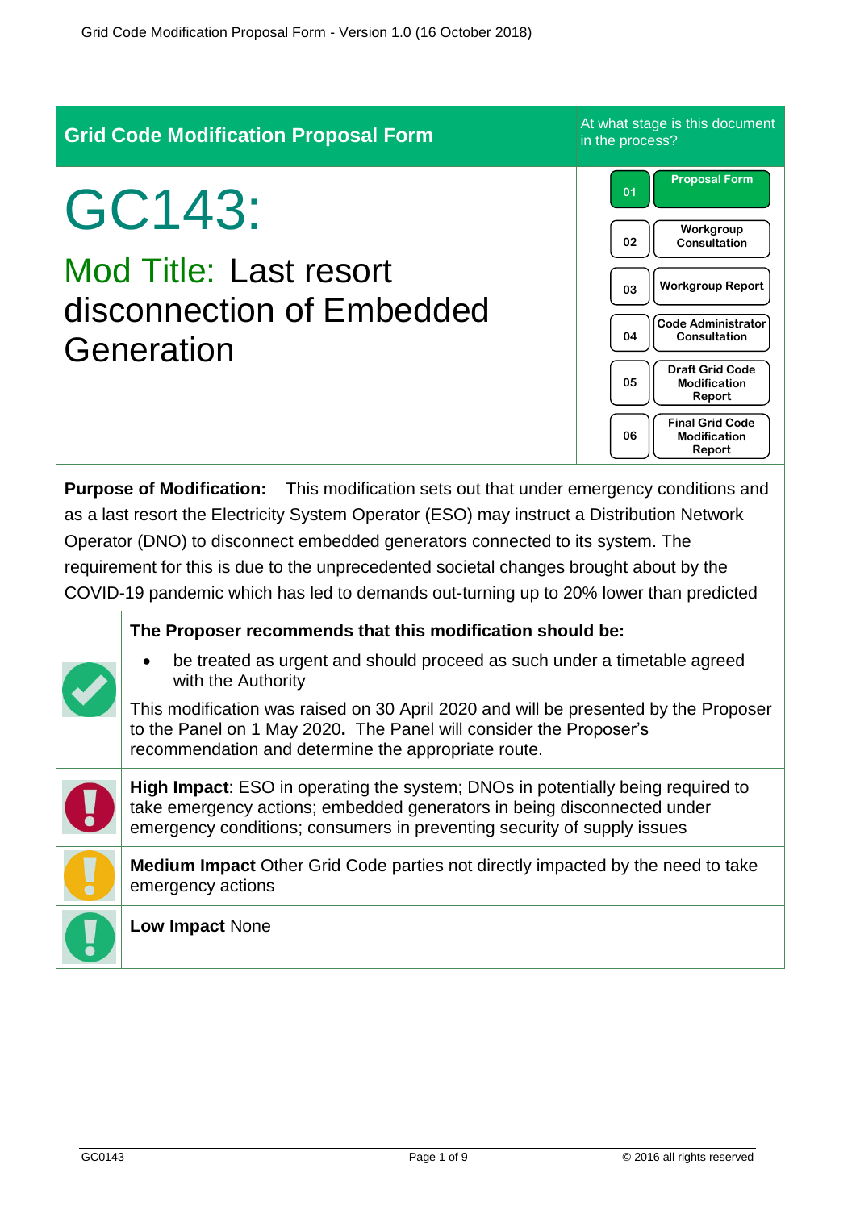## Grid Code Modification Proposal Form

At what stage is this document in the process?

| | |
|---|---|
| 01 | Proposal Form |
| 02 | Workgroup Consultation |
| 03 | Workgroup Report |
| 04 | Code Administrator Consultation |
| 05 | Draft Grid Code Modification Report |
| 06 | Final Grid Code Modification Report |

# GC143:

## Mod Title: Last resort disconnection of Embedded Generation

**Purpose of Modification:** This modification sets out that under emergency conditions and as a last resort the Electricity System Operator (ESO) may instruct a Distribution Network Operator (DNO) to disconnect embedded generators connected to its system. The requirement for this is due to the unprecedented societal changes brought about by the COVID-19 pandemic which has led to demands out-turning up to 20% lower than predicted

**The Proposer recommends that this modification should be:**

- be treated as urgent and should proceed as such under a timetable agreed with the Authority

This modification was raised on 30 April 2020 and will be presented by the Proposer to the Panel on 1 May 2020**.** The Panel will consider the Proposer's recommendation and determine the appropriate route.

**High Impact**: ESO in operating the system; DNOs in potentially being required to take emergency actions; embedded generators in being disconnected under emergency conditions; consumers in preventing security of supply issues

**Medium Impact** Other Grid Code parties not directly impacted by the need to take emergency actions

**Low Impact** None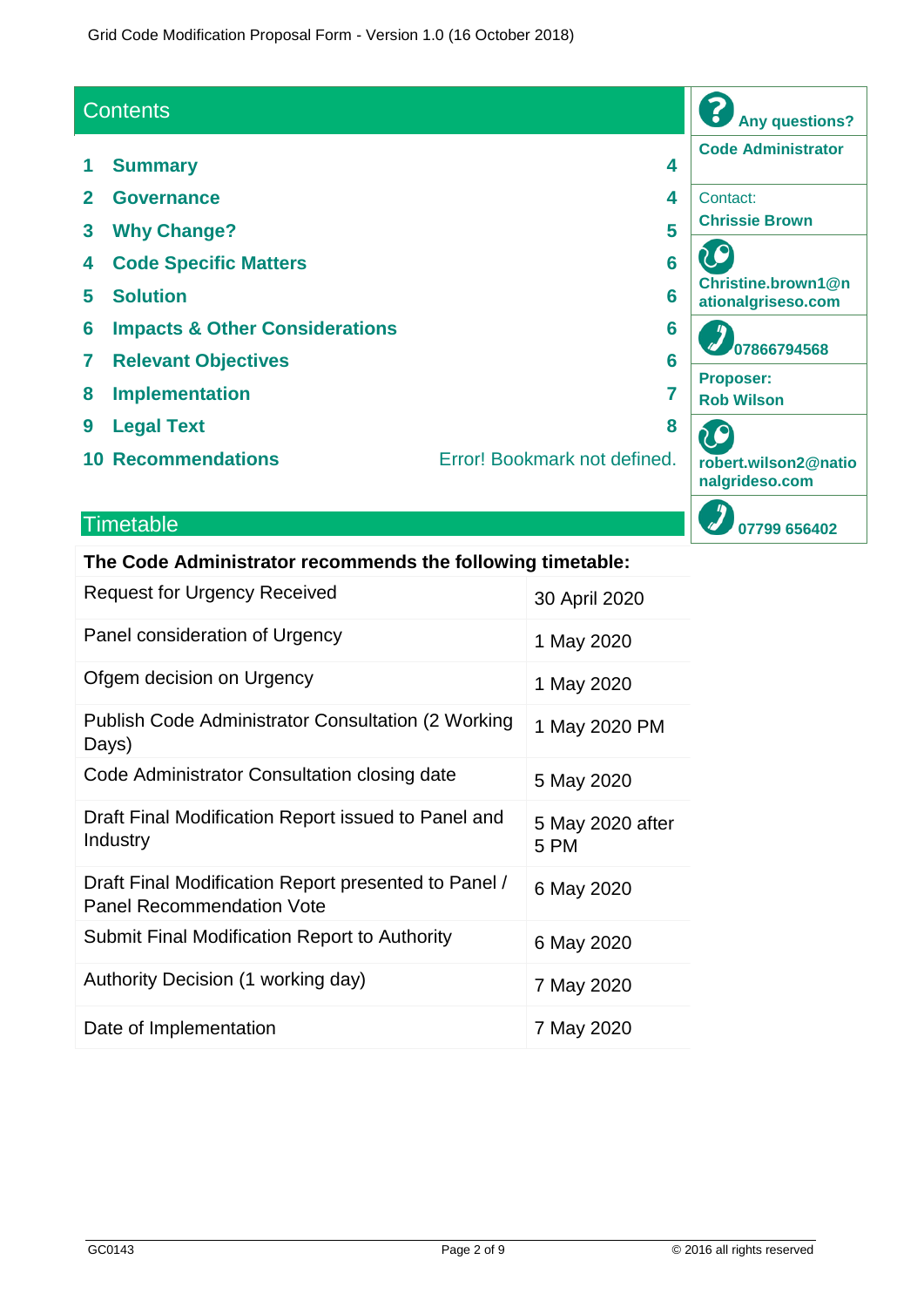## Contents

| | | |
|---|---|---|
| 1 | **Summary** | 4 |
| 2 | **Governance** | 4 |
| 3 | **Why Change?** | 5 |
| 4 | **Code Specific Matters** | 6 |
| 5 | **Solution** | 6 |
| 6 | **Impacts & Other Considerations** | 6 |
| 7 | **Relevant Objectives** | 6 |
| 8 | **Implementation** | 7 |
| 9 | **Legal Text** | 8 |
| 10 | **Recommendations** | Error! Bookmark not defined. |

**Any questions?**

**Code Administrator**

Contact:
**Chrissie Brown**

**Christine.brown1@nationalgriseso.com**

**07866794568**

**Proposer:**
**Rob Wilson**

**robert.wilson2@nationalgrideso.com**

**07799 656402**

## Timetable

| **The Code Administrator recommends the following timetable:** | |
|---|---|
| Request for Urgency Received | 30 April 2020 |
| Panel consideration of Urgency | 1 May 2020 |
| Ofgem decision on Urgency | 1 May 2020 |
| Publish Code Administrator Consultation (2 Working Days) | 1 May 2020 PM |
| Code Administrator Consultation closing date | 5 May 2020 |
| Draft Final Modification Report issued to Panel and Industry | 5 May 2020 after 5 PM |
| Draft Final Modification Report presented to Panel / Panel Recommendation Vote | 6 May 2020 |
| Submit Final Modification Report to Authority | 6 May 2020 |
| Authority Decision (1 working day) | 7 May 2020 |
| Date of Implementation | 7 May 2020 |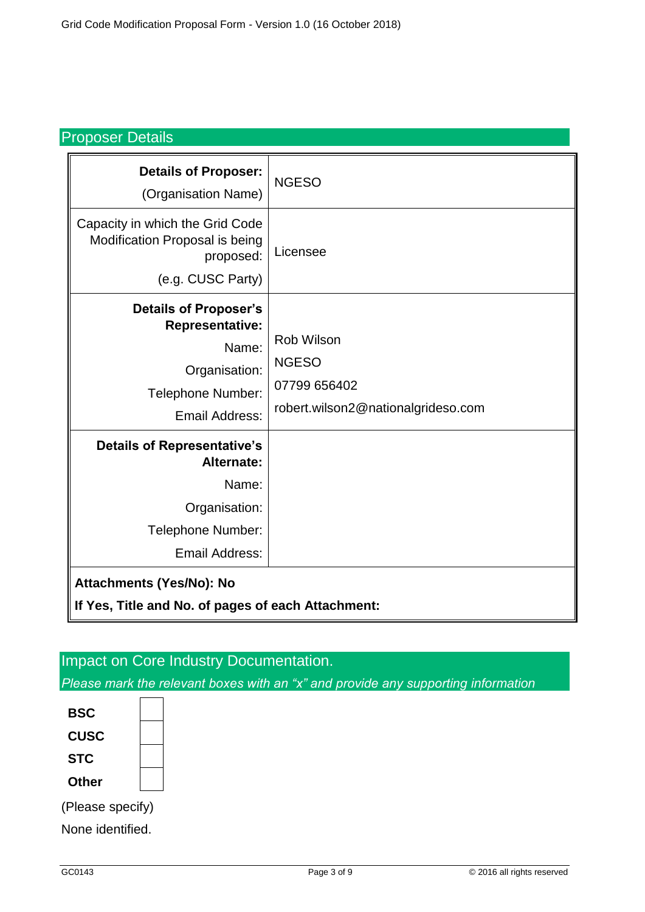## Proposer Details

| | |
|---|---|
| **Details of Proposer:** (Organisation Name) | NGESO |
| Capacity in which the Grid Code Modification Proposal is being proposed: (e.g. CUSC Party) | Licensee |
| **Details of Proposer's Representative:** Name: Organisation: Telephone Number: Email Address: | Rob Wilson NGESO 07799 656402 robert.wilson2@nationalgrideso.com |
| **Details of Representative's Alternate:** Name: Organisation: Telephone Number: Email Address: | |
| **Attachments (Yes/No): No** **If Yes, Title and No. of pages of each Attachment:** | |

## Impact on Core Industry Documentation.

*Please mark the relevant boxes with an "x" and provide any supporting information*

| | |
|---|---|
| **BSC** | |
| **CUSC** | |
| **STC** | |
| **Other** | |

(Please specify)

None identified.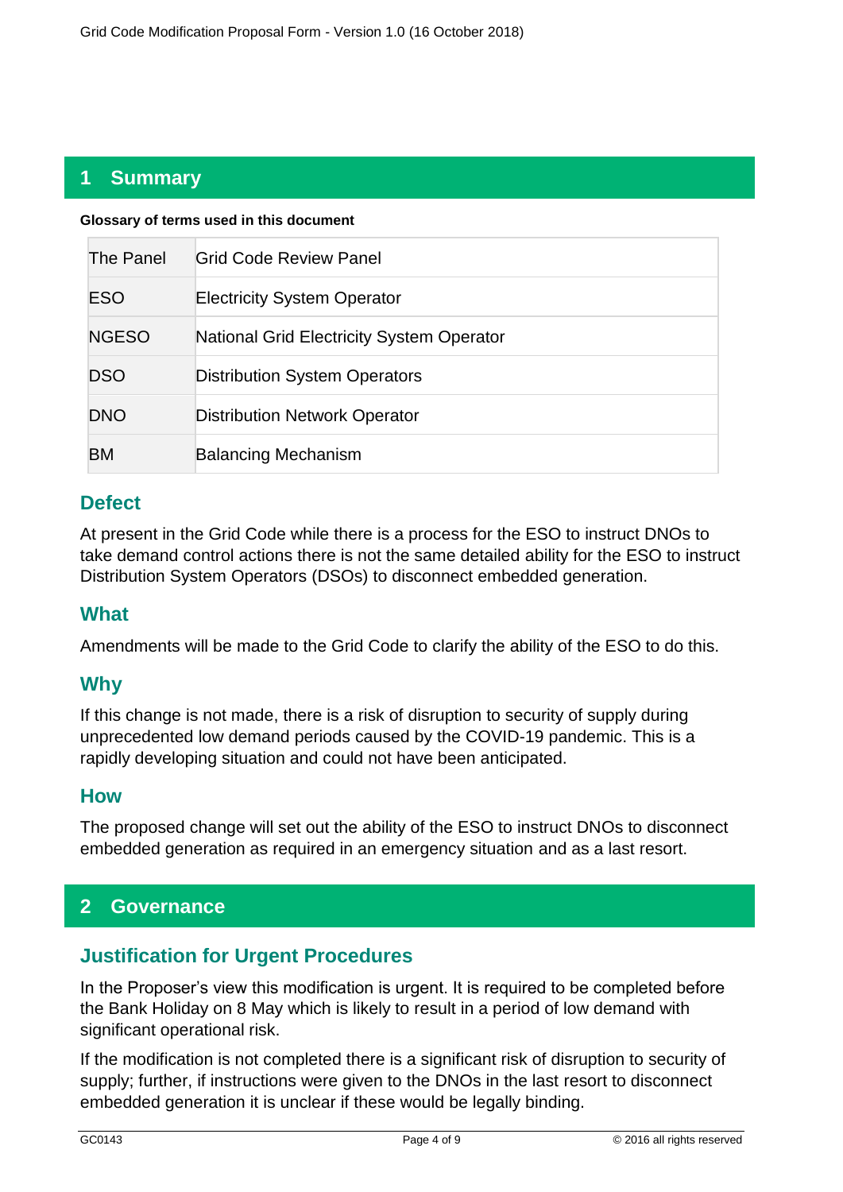## 1 Summary

**Glossary of terms used in this document**

| | |
|---|---|
| The Panel | Grid Code Review Panel |
| ESO | Electricity System Operator |
| NGESO | National Grid Electricity System Operator |
| DSO | Distribution System Operators |
| DNO | Distribution Network Operator |
| BM | Balancing Mechanism |

### Defect

At present in the Grid Code while there is a process for the ESO to instruct DNOs to take demand control actions there is not the same detailed ability for the ESO to instruct Distribution System Operators (DSOs) to disconnect embedded generation.

### What

Amendments will be made to the Grid Code to clarify the ability of the ESO to do this.

### Why

If this change is not made, there is a risk of disruption to security of supply during unprecedented low demand periods caused by the COVID-19 pandemic. This is a rapidly developing situation and could not have been anticipated.

### How

The proposed change will set out the ability of the ESO to instruct DNOs to disconnect embedded generation as required in an emergency situation and as a last resort.

## 2 Governance

### Justification for Urgent Procedures

In the Proposer's view this modification is urgent. It is required to be completed before the Bank Holiday on 8 May which is likely to result in a period of low demand with significant operational risk.

If the modification is not completed there is a significant risk of disruption to security of supply; further, if instructions were given to the DNOs in the last resort to disconnect embedded generation it is unclear if these would be legally binding.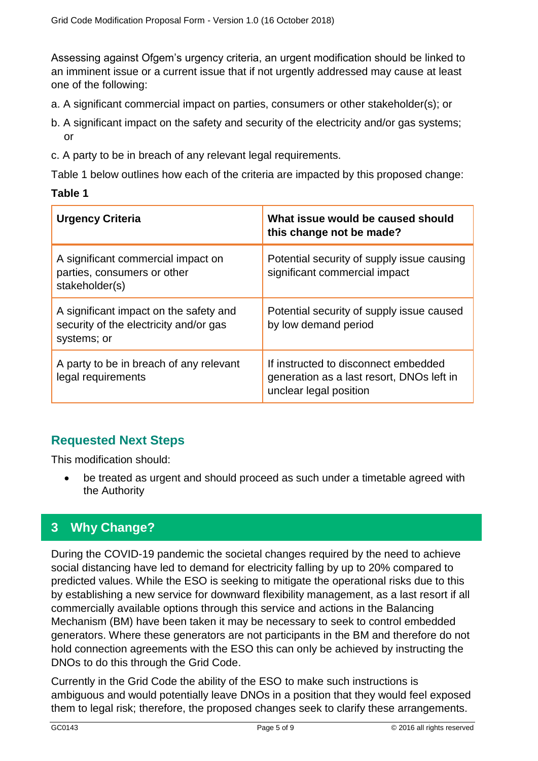Assessing against Ofgem's urgency criteria, an urgent modification should be linked to an imminent issue or a current issue that if not urgently addressed may cause at least one of the following:

a. A significant commercial impact on parties, consumers or other stakeholder(s); or

b. A significant impact on the safety and security of the electricity and/or gas systems; or

c. A party to be in breach of any relevant legal requirements.

Table 1 below outlines how each of the criteria are impacted by this proposed change:

**Table 1**

| Urgency Criteria | What issue would be caused should this change not be made? |
|---|---|
| A significant commercial impact on parties, consumers or other stakeholder(s) | Potential security of supply issue causing significant commercial impact |
| A significant impact on the safety and security of the electricity and/or gas systems; or | Potential security of supply issue caused by low demand period |
| A party to be in breach of any relevant legal requirements | If instructed to disconnect embedded generation as a last resort, DNOs left in unclear legal position |

## Requested Next Steps

This modification should:

- be treated as urgent and should proceed as such under a timetable agreed with the Authority

## 3 Why Change?

During the COVID-19 pandemic the societal changes required by the need to achieve social distancing have led to demand for electricity falling by up to 20% compared to predicted values. While the ESO is seeking to mitigate the operational risks due to this by establishing a new service for downward flexibility management, as a last resort if all commercially available options through this service and actions in the Balancing Mechanism (BM) have been taken it may be necessary to seek to control embedded generators. Where these generators are not participants in the BM and therefore do not hold connection agreements with the ESO this can only be achieved by instructing the DNOs to do this through the Grid Code.

Currently in the Grid Code the ability of the ESO to make such instructions is ambiguous and would potentially leave DNOs in a position that they would feel exposed them to legal risk; therefore, the proposed changes seek to clarify these arrangements.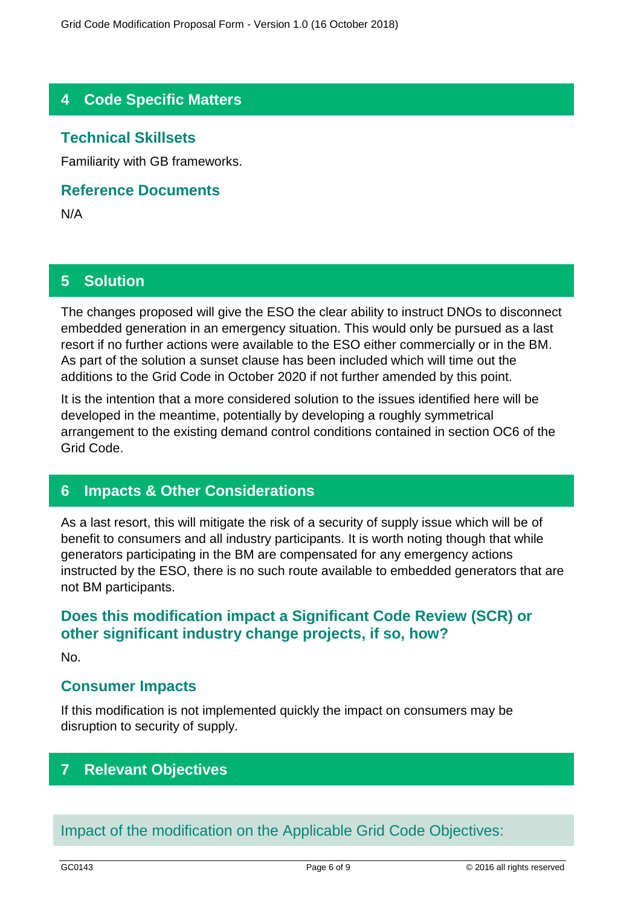## 4 Code Specific Matters

### Technical Skillsets

Familiarity with GB frameworks.

### Reference Documents

N/A

## 5 Solution

The changes proposed will give the ESO the clear ability to instruct DNOs to disconnect embedded generation in an emergency situation. This would only be pursued as a last resort if no further actions were available to the ESO either commercially or in the BM. As part of the solution a sunset clause has been included which will time out the additions to the Grid Code in October 2020 if not further amended by this point.

It is the intention that a more considered solution to the issues identified here will be developed in the meantime, potentially by developing a roughly symmetrical arrangement to the existing demand control conditions contained in section OC6 of the Grid Code.

## 6 Impacts & Other Considerations

As a last resort, this will mitigate the risk of a security of supply issue which will be of benefit to consumers and all industry participants. It is worth noting though that while generators participating in the BM are compensated for any emergency actions instructed by the ESO, there is no such route available to embedded generators that are not BM participants.

### Does this modification impact a Significant Code Review (SCR) or other significant industry change projects, if so, how?

No.

### Consumer Impacts

If this modification is not implemented quickly the impact on consumers may be disruption to security of supply.

## 7 Relevant Objectives

### Impact of the modification on the Applicable Grid Code Objectives: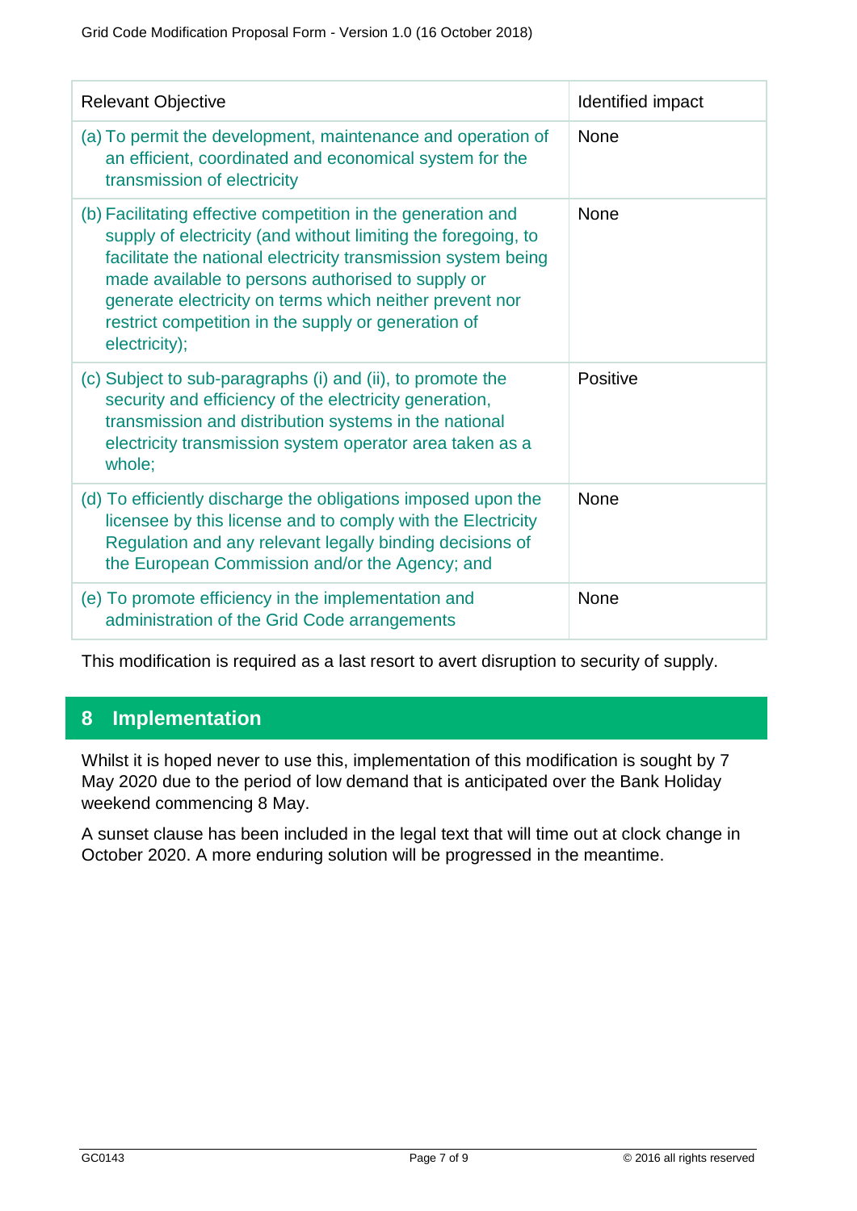| Relevant Objective | Identified impact |
| --- | --- |
| (a) To permit the development, maintenance and operation of an efficient, coordinated and economical system for the transmission of electricity | None |
| (b) Facilitating effective competition in the generation and supply of electricity (and without limiting the foregoing, to facilitate the national electricity transmission system being made available to persons authorised to supply or generate electricity on terms which neither prevent nor restrict competition in the supply or generation of electricity); | None |
| (c) Subject to sub-paragraphs (i) and (ii), to promote the security and efficiency of the electricity generation, transmission and distribution systems in the national electricity transmission system operator area taken as a whole; | Positive |
| (d) To efficiently discharge the obligations imposed upon the licensee by this license and to comply with the Electricity Regulation and any relevant legally binding decisions of the European Commission and/or the Agency; and | None |
| (e) To promote efficiency in the implementation and administration of the Grid Code arrangements | None |

This modification is required as a last resort to avert disruption to security of supply.

## 8 Implementation

Whilst it is hoped never to use this, implementation of this modification is sought by 7 May 2020 due to the period of low demand that is anticipated over the Bank Holiday weekend commencing 8 May.

A sunset clause has been included in the legal text that will time out at clock change in October 2020. A more enduring solution will be progressed in the meantime.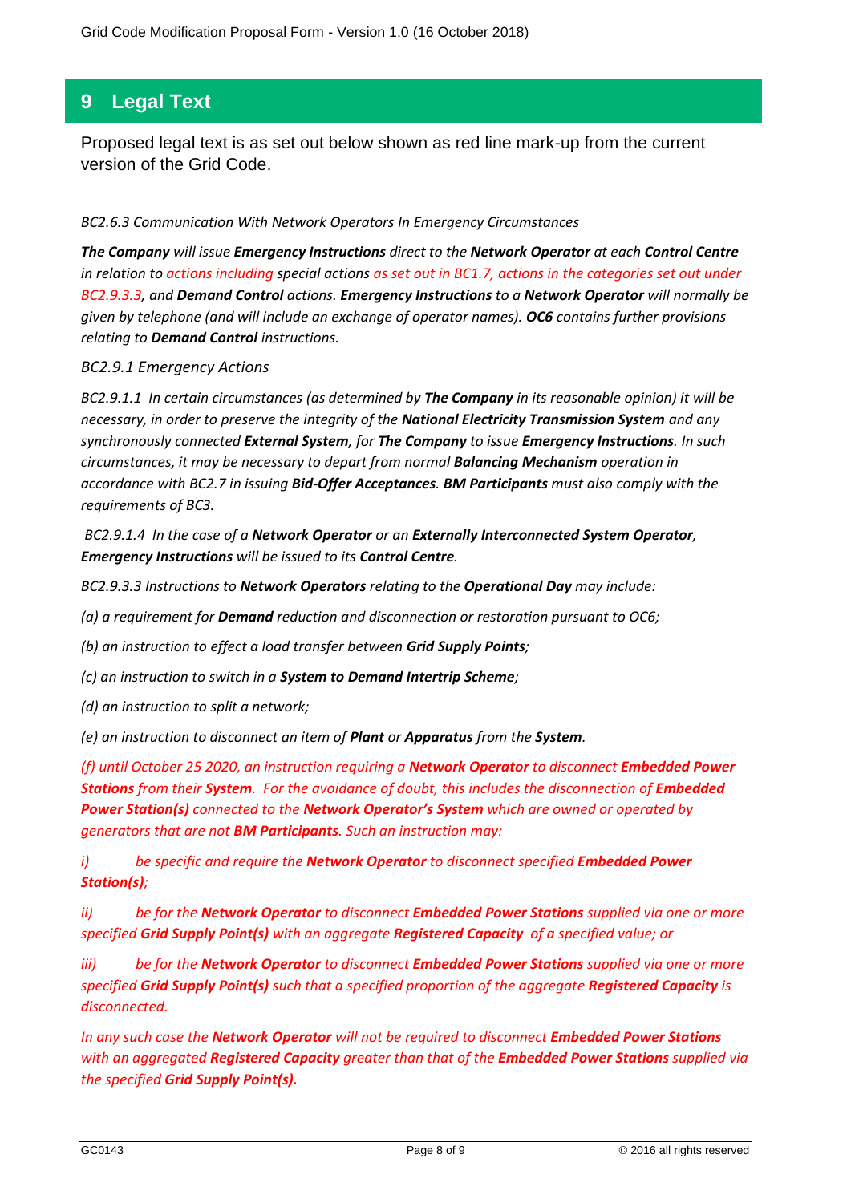## 9 Legal Text

Proposed legal text is as set out below shown as red line mark-up from the current version of the Grid Code.

*BC2.6.3 Communication With Network Operators In Emergency Circumstances*

***The Company** will issue **Emergency Instructions** direct to the **Network Operator** at each **Control Centre** in relation to actions including special actions as set out in BC1.7, actions in the categories set out under BC2.9.3.3, and **Demand Control** actions. **Emergency Instructions** to a **Network Operator** will normally be given by telephone (and will include an exchange of operator names). **OC6** contains further provisions relating to **Demand Control** instructions.*

*BC2.9.1 Emergency Actions*

*BC2.9.1.1 In certain circumstances (as determined by **The Company** in its reasonable opinion) it will be necessary, in order to preserve the integrity of the **National Electricity Transmission System** and any synchronously connected **External System**, for **The Company** to issue **Emergency Instructions**. In such circumstances, it may be necessary to depart from normal **Balancing Mechanism** operation in accordance with BC2.7 in issuing **Bid-Offer Acceptances**. **BM Participants** must also comply with the requirements of BC3.*

*BC2.9.1.4 In the case of a **Network Operator** or an **Externally Interconnected System Operator**, **Emergency Instructions** will be issued to its **Control Centre**.*

*BC2.9.3.3 Instructions to **Network Operators** relating to the **Operational Day** may include:*

*(a) a requirement for **Demand** reduction and disconnection or restoration pursuant to OC6;*

*(b) an instruction to effect a load transfer between **Grid Supply Points**;*

*(c) an instruction to switch in a **System to Demand Intertrip Scheme**;*

*(d) an instruction to split a network;*

*(e) an instruction to disconnect an item of **Plant** or **Apparatus** from the **System**.*

*(f) until October 25 2020, an instruction requiring a **Network Operator** to disconnect **Embedded Power Stations** from their **System**. For the avoidance of doubt, this includes the disconnection of **Embedded Power Station(s)** connected to the **Network Operator's System** which are owned or operated by generators that are not **BM Participants**. Such an instruction may:*

*i) be specific and require the **Network Operator** to disconnect specified **Embedded Power Station(s)**;*

*ii) be for the **Network Operator** to disconnect **Embedded Power Stations** supplied via one or more specified **Grid Supply Point(s)** with an aggregate **Registered Capacity** of a specified value; or*

*iii) be for the **Network Operator** to disconnect **Embedded Power Stations** supplied via one or more specified **Grid Supply Point(s)** such that a specified proportion of the aggregate **Registered Capacity** is disconnected.*

*In any such case the **Network Operator** will not be required to disconnect **Embedded Power Stations** with an aggregated **Registered Capacity** greater than that of the **Embedded Power Stations** supplied via the specified **Grid Supply Point(s).***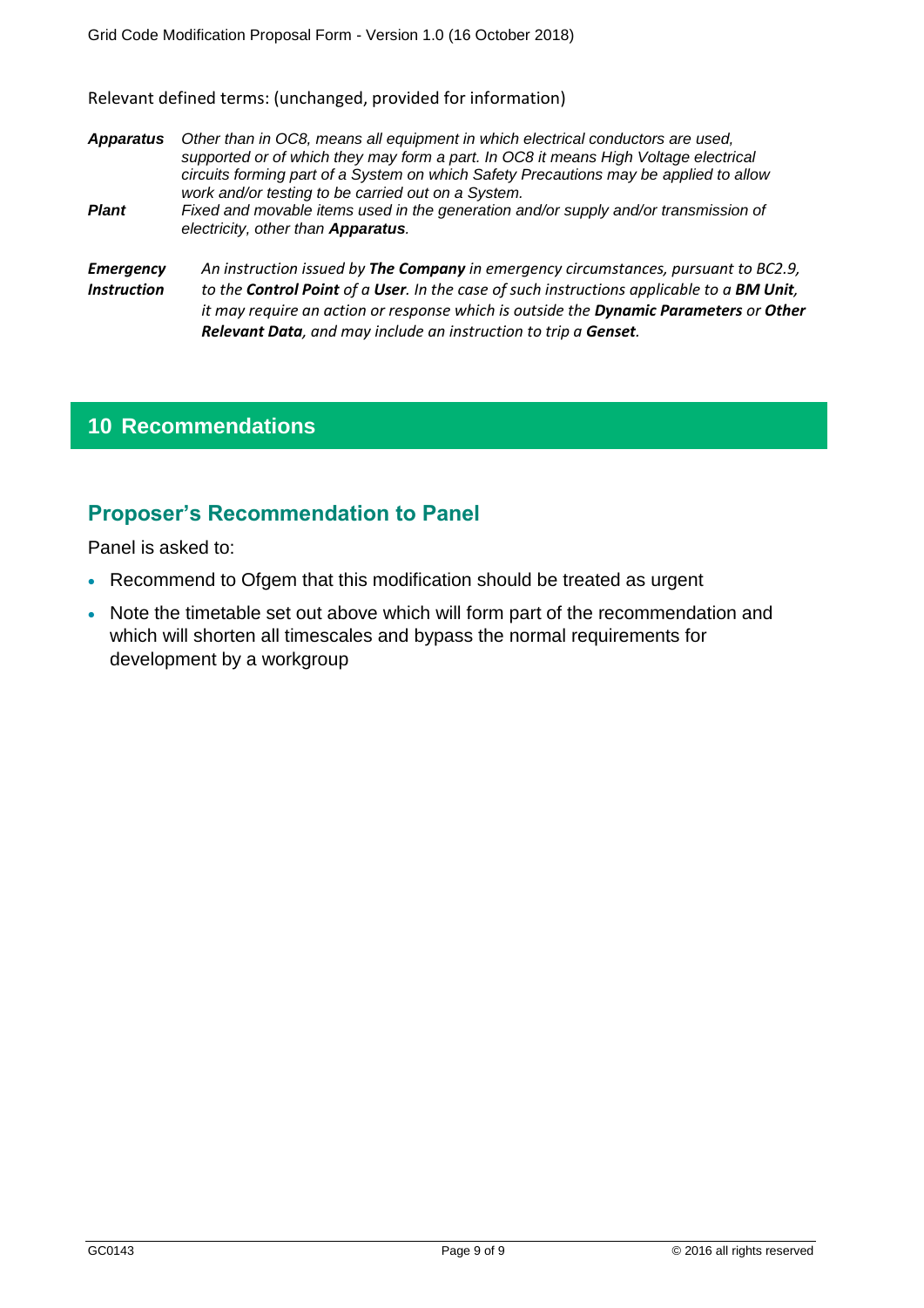Relevant defined terms: (unchanged, provided for information)

***Apparatus*** *Other than in OC8, means all equipment in which electrical conductors are used, supported or of which they may form a part. In OC8 it means High Voltage electrical circuits forming part of a System on which Safety Precautions may be applied to allow work and/or testing to be carried out on a System.*

***Plant*** *Fixed and movable items used in the generation and/or supply and/or transmission of electricity, other than **Apparatus**.*

***Emergency Instruction*** *An instruction issued by **The Company** in emergency circumstances, pursuant to BC2.9, to the **Control Point** of a **User**. In the case of such instructions applicable to a **BM Unit**, it may require an action or response which is outside the **Dynamic Parameters** or **Other Relevant Data**, and may include an instruction to trip a **Genset**.*

# 10 Recommendations

## Proposer's Recommendation to Panel

Panel is asked to:

- Recommend to Ofgem that this modification should be treated as urgent
- Note the timetable set out above which will form part of the recommendation and which will shorten all timescales and bypass the normal requirements for development by a workgroup